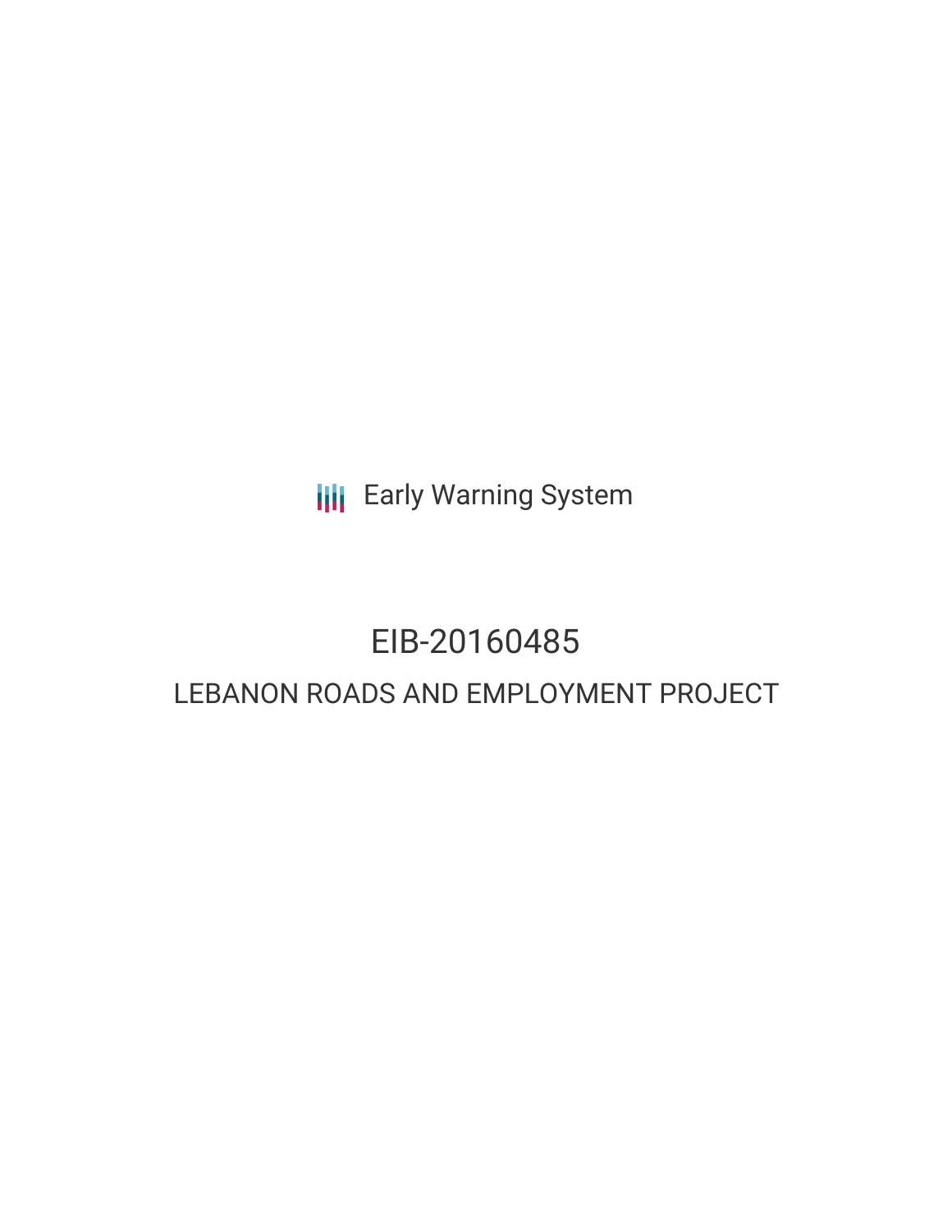Early Warning System

# EIB-20160485

## LEBANON ROADS AND EMPLOYMENT PROJECT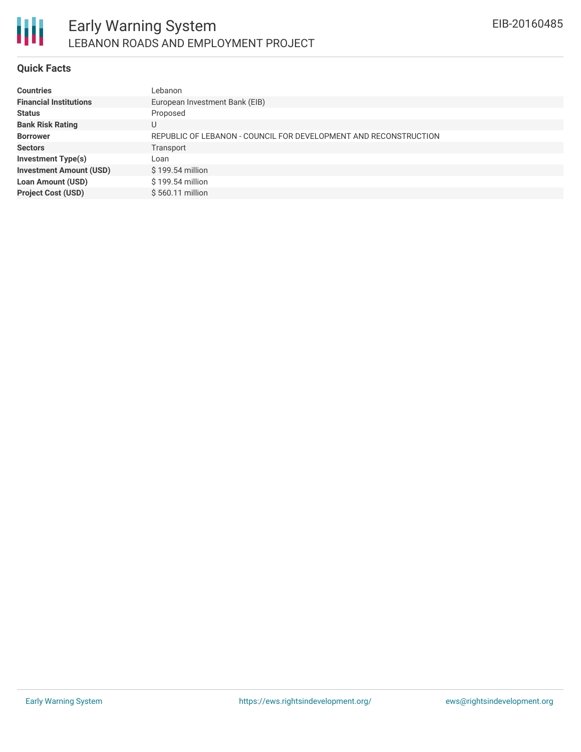# Early Warning System

LEBANON ROADS AND EMPLOYMENT PROJECT

EIB-20160485

## Quick Facts

| | |
|---|---|
| **Countries** | Lebanon |
| **Financial Institutions** | European Investment Bank (EIB) |
| **Status** | Proposed |
| **Bank Risk Rating** | U |
| **Borrower** | REPUBLIC OF LEBANON - COUNCIL FOR DEVELOPMENT AND RECONSTRUCTION |
| **Sectors** | Transport |
| **Investment Type(s)** | Loan |
| **Investment Amount (USD)** | $ 199.54 million |
| **Loan Amount (USD)** | $ 199.54 million |
| **Project Cost (USD)** | $ 560.11 million |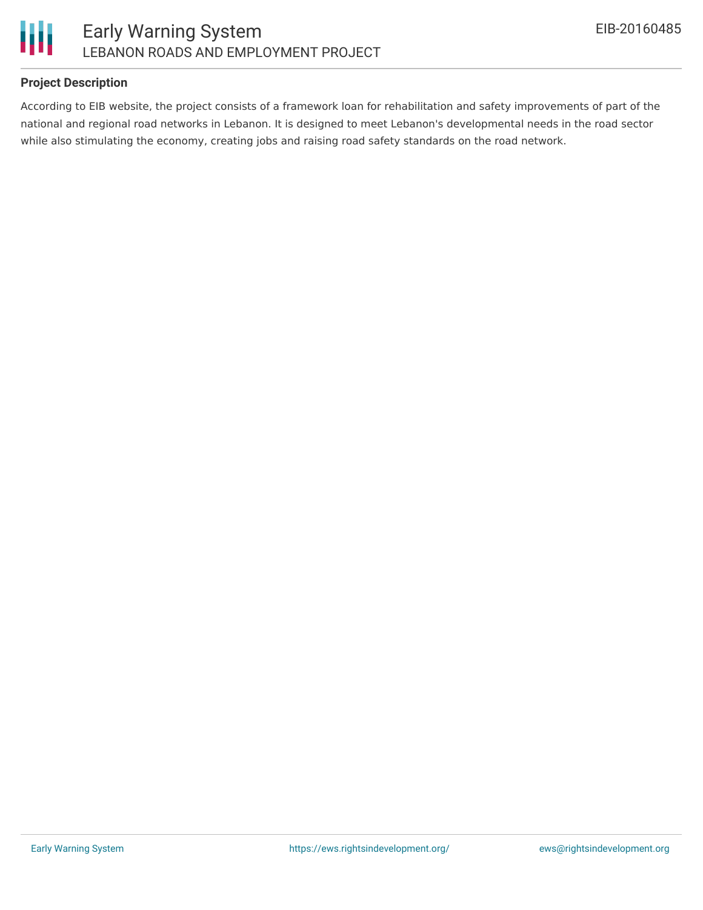## Project Description

According to EIB website, the project consists of a framework loan for rehabilitation and safety improvements of part of the national and regional road networks in Lebanon. It is designed to meet Lebanon's developmental needs in the road sector while also stimulating the economy, creating jobs and raising road safety standards on the road network.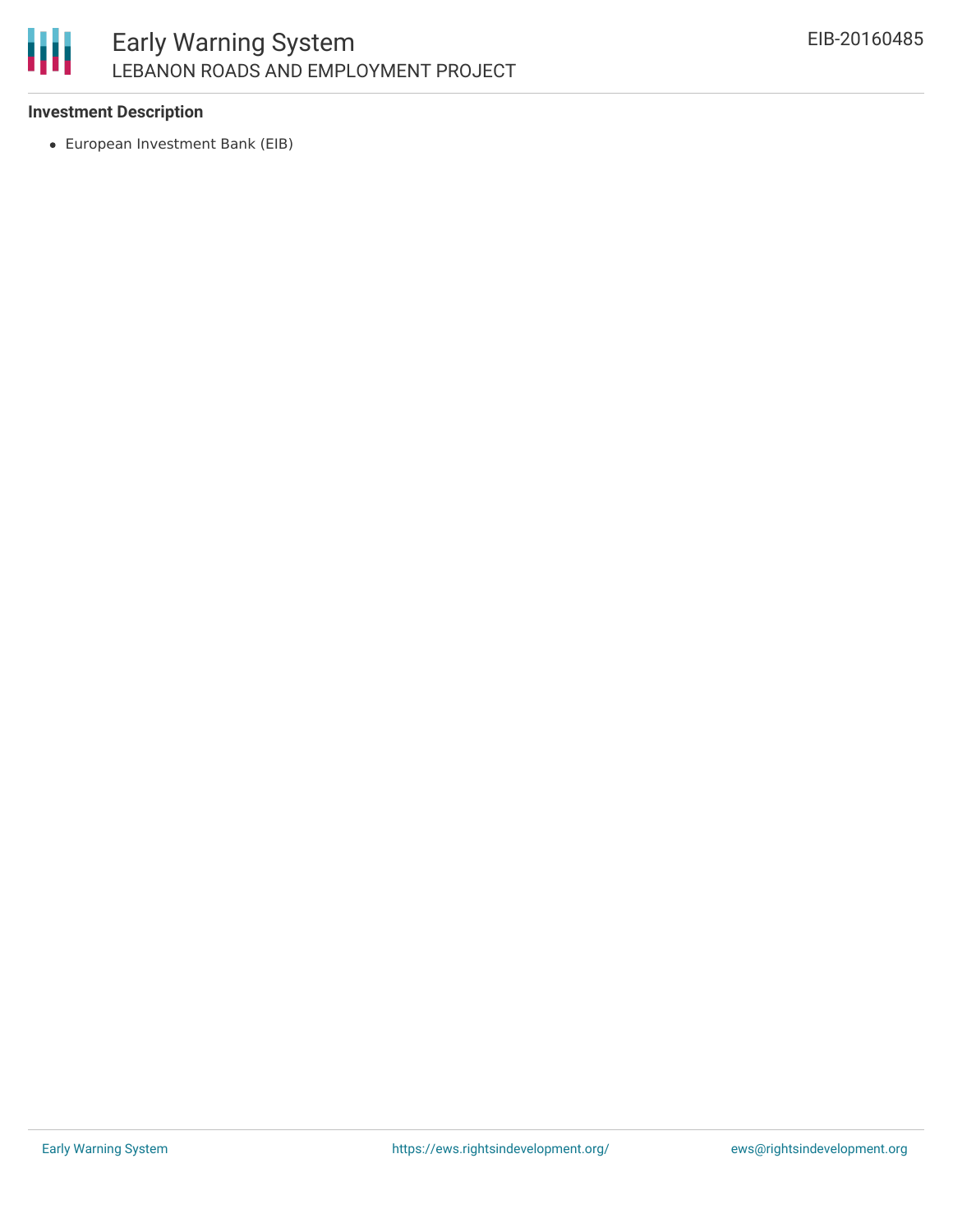**Investment Description**

- European Investment Bank (EIB)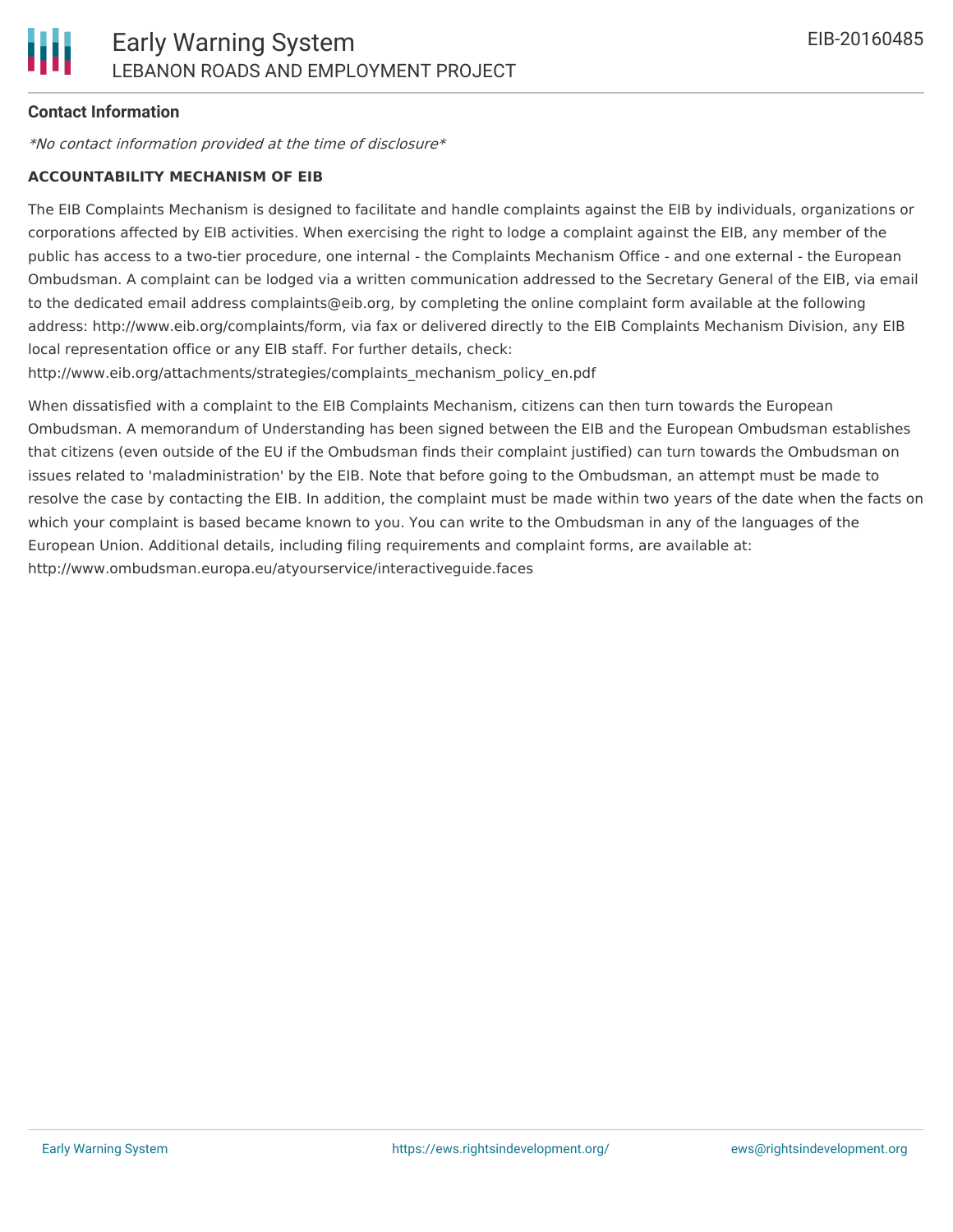## Contact Information

*\*No contact information provided at the time of disclosure\**

**ACCOUNTABILITY MECHANISM OF EIB**

The EIB Complaints Mechanism is designed to facilitate and handle complaints against the EIB by individuals, organizations or corporations affected by EIB activities. When exercising the right to lodge a complaint against the EIB, any member of the public has access to a two-tier procedure, one internal - the Complaints Mechanism Office - and one external - the European Ombudsman. A complaint can be lodged via a written communication addressed to the Secretary General of the EIB, via email to the dedicated email address complaints@eib.org, by completing the online complaint form available at the following address: http://www.eib.org/complaints/form, via fax or delivered directly to the EIB Complaints Mechanism Division, any EIB local representation office or any EIB staff. For further details, check: http://www.eib.org/attachments/strategies/complaints_mechanism_policy_en.pdf

When dissatisfied with a complaint to the EIB Complaints Mechanism, citizens can then turn towards the European Ombudsman. A memorandum of Understanding has been signed between the EIB and the European Ombudsman establishes that citizens (even outside of the EU if the Ombudsman finds their complaint justified) can turn towards the Ombudsman on issues related to 'maladministration' by the EIB. Note that before going to the Ombudsman, an attempt must be made to resolve the case by contacting the EIB. In addition, the complaint must be made within two years of the date when the facts on which your complaint is based became known to you. You can write to the Ombudsman in any of the languages of the European Union. Additional details, including filing requirements and complaint forms, are available at: http://www.ombudsman.europa.eu/atyourservice/interactiveguide.faces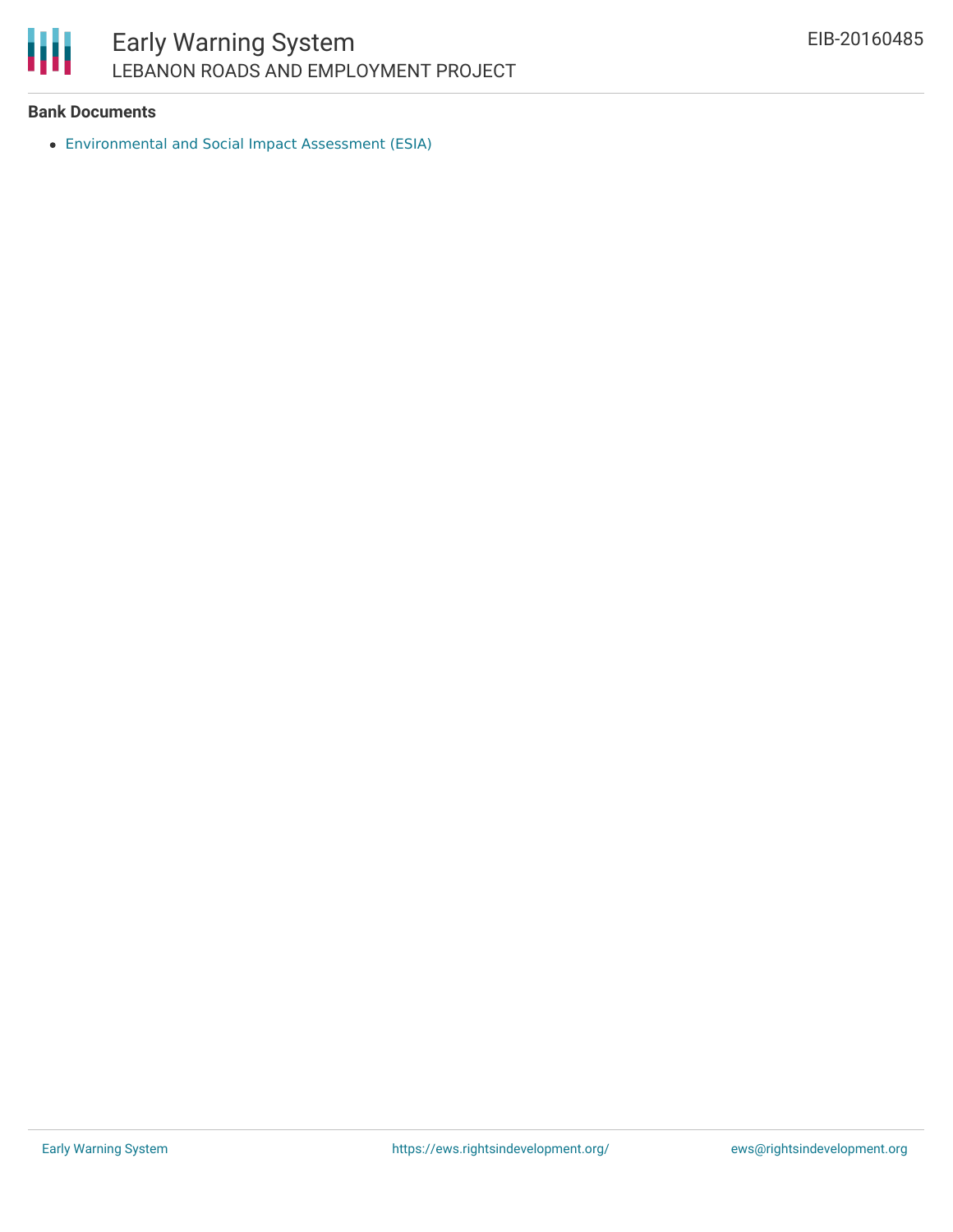**Bank Documents**

- Environmental and Social Impact Assessment (ESIA)